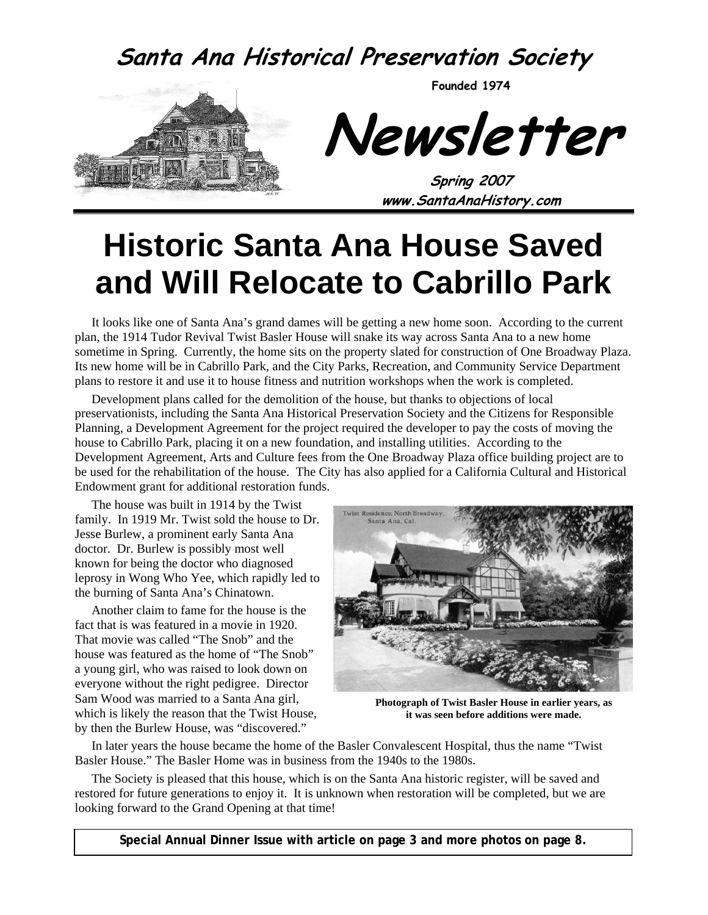# Santa Ana Historical Preservation Society

**Founded 1974**

# Newsletter

**Spring 2007**

**www.SantaAnaHistory.com**

# Historic Santa Ana House Saved and Will Relocate to Cabrillo Park

It looks like one of Santa Ana's grand dames will be getting a new home soon. According to the current plan, the 1914 Tudor Revival Twist Basler House will snake its way across Santa Ana to a new home sometime in Spring. Currently, the home sits on the property slated for construction of One Broadway Plaza. Its new home will be in Cabrillo Park, and the City Parks, Recreation, and Community Service Department plans to restore it and use it to house fitness and nutrition workshops when the work is completed.

Development plans called for the demolition of the house, but thanks to objections of local preservationists, including the Santa Ana Historical Preservation Society and the Citizens for Responsible Planning, a Development Agreement for the project required the developer to pay the costs of moving the house to Cabrillo Park, placing it on a new foundation, and installing utilities. According to the Development Agreement, Arts and Culture fees from the One Broadway Plaza office building project are to be used for the rehabilitation of the house. The City has also applied for a California Cultural and Historical Endowment grant for additional restoration funds.

The house was built in 1914 by the Twist family. In 1919 Mr. Twist sold the house to Dr. Jesse Burlew, a prominent early Santa Ana doctor. Dr. Burlew is possibly most well known for being the doctor who diagnosed leprosy in Wong Who Yee, which rapidly led to the burning of Santa Ana's Chinatown.

Another claim to fame for the house is the fact that is was featured in a movie in 1920. That movie was called "The Snob" and the house was featured as the home of "The Snob" a young girl, who was raised to look down on everyone without the right pedigree. Director Sam Wood was married to a Santa Ana girl, which is likely the reason that the Twist House, by then the Burlew House, was "discovered."

Twist Residence, North Broadway, Santa Ana, Cal.

**Photograph of Twist Basler House in earlier years, as it was seen before additions were made.**

In later years the house became the home of the Basler Convalescent Hospital, thus the name "Twist Basler House." The Basler Home was in business from the 1940s to the 1980s.

The Society is pleased that this house, which is on the Santa Ana historic register, will be saved and restored for future generations to enjoy it. It is unknown when restoration will be completed, but we are looking forward to the Grand Opening at that time!

**Special Annual Dinner Issue with article on page 3 and more photos on page 8.**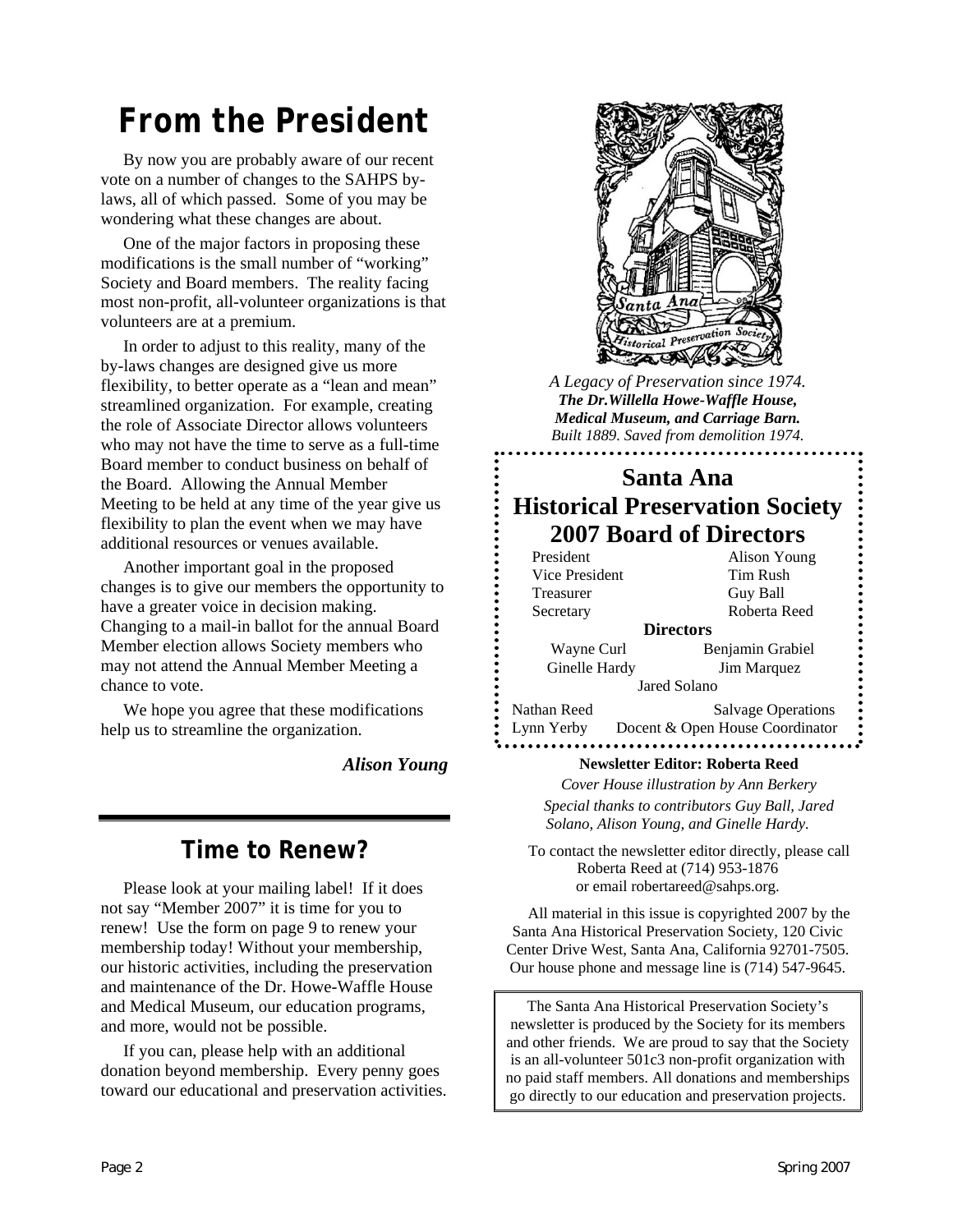# From the President

By now you are probably aware of our recent vote on a number of changes to the SAHPS by-laws, all of which passed. Some of you may be wondering what these changes are about.

One of the major factors in proposing these modifications is the small number of "working" Society and Board members. The reality facing most non-profit, all-volunteer organizations is that volunteers are at a premium.

In order to adjust to this reality, many of the by-laws changes are designed give us more flexibility, to better operate as a "lean and mean" streamlined organization. For example, creating the role of Associate Director allows volunteers who may not have the time to serve as a full-time Board member to conduct business on behalf of the Board. Allowing the Annual Member Meeting to be held at any time of the year give us flexibility to plan the event when we may have additional resources or venues available.

Another important goal in the proposed changes is to give our members the opportunity to have a greater voice in decision making. Changing to a mail-in ballot for the annual Board Member election allows Society members who may not attend the Annual Member Meeting a chance to vote.

We hope you agree that these modifications help us to streamline the organization.

***Alison Young***

## Time to Renew?

Please look at your mailing label! If it does not say "Member 2007" it is time for you to renew! Use the form on page 9 to renew your membership today! Without your membership, our historic activities, including the preservation and maintenance of the Dr. Howe-Waffle House and Medical Museum, our education programs, and more, would not be possible.

If you can, please help with an additional donation beyond membership. Every penny goes toward our educational and preservation activities.

*A Legacy of Preservation since 1974.*
***The Dr.Willella Howe-Waffle House, Medical Museum, and Carriage Barn.***
*Built 1889. Saved from demolition 1974.*

## Santa Ana Historical Preservation Society 2007 Board of Directors

| | |
|---|---|
| President | Alison Young |
| Vice President | Tim Rush |
| Treasurer | Guy Ball |
| Secretary | Roberta Reed |

**Directors**

Wayne Curl, Benjamin Grabiel, Ginelle Hardy, Jim Marquez, Jared Solano

| | |
|---|---|
| Nathan Reed | Salvage Operations |
| Lynn Yerby | Docent & Open House Coordinator |

**Newsletter Editor: Roberta Reed**

*Cover House illustration by Ann Berkery*

*Special thanks to contributors Guy Ball, Jared Solano, Alison Young, and Ginelle Hardy.*

To contact the newsletter editor directly, please call Roberta Reed at (714) 953-1876 or email robertareed@sahps.org.

All material in this issue is copyrighted 2007 by the Santa Ana Historical Preservation Society, 120 Civic Center Drive West, Santa Ana, California 92701-7505. Our house phone and message line is (714) 547-9645.

The Santa Ana Historical Preservation Society's newsletter is produced by the Society for its members and other friends. We are proud to say that the Society is an all-volunteer 501c3 non-profit organization with no paid staff members. All donations and memberships go directly to our education and preservation projects.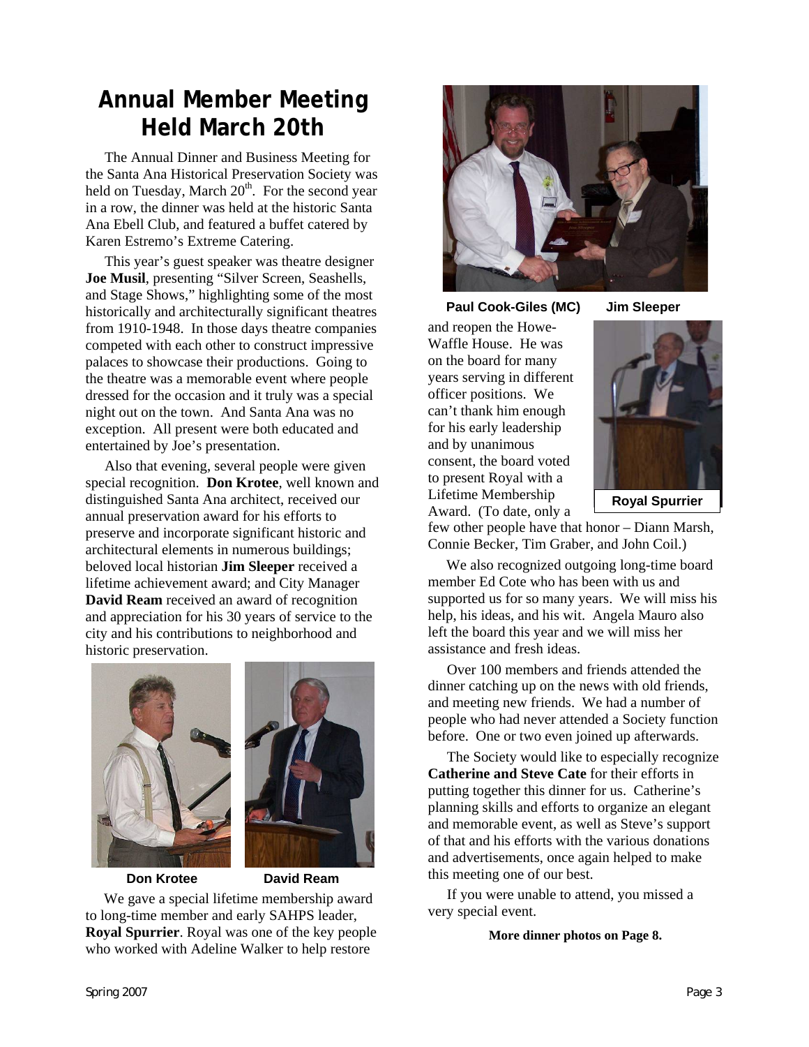# Annual Member Meeting Held March 20th

The Annual Dinner and Business Meeting for the Santa Ana Historical Preservation Society was held on Tuesday, March 20th. For the second year in a row, the dinner was held at the historic Santa Ana Ebell Club, and featured a buffet catered by Karen Estremo's Extreme Catering.

This year's guest speaker was theatre designer **Joe Musil**, presenting "Silver Screen, Seashells, and Stage Shows," highlighting some of the most historically and architecturally significant theatres from 1910-1948. In those days theatre companies competed with each other to construct impressive palaces to showcase their productions. Going to the theatre was a memorable event where people dressed for the occasion and it truly was a special night out on the town. And Santa Ana was no exception. All present were both educated and entertained by Joe's presentation.

Also that evening, several people were given special recognition. **Don Krotee**, well known and distinguished Santa Ana architect, received our annual preservation award for his efforts to preserve and incorporate significant historic and architectural elements in numerous buildings; beloved local historian **Jim Sleeper** received a lifetime achievement award; and City Manager **David Ream** received an award of recognition and appreciation for his 30 years of service to the city and his contributions to neighborhood and historic preservation.

Don Krotee

David Ream

We gave a special lifetime membership award to long-time member and early SAHPS leader, **Royal Spurrier**. Royal was one of the key people who worked with Adeline Walker to help restore and reopen the Howe-Waffle House. He was on the board for many years serving in different officer positions. We can't thank him enough for his early leadership and by unanimous consent, the board voted to present Royal with a Lifetime Membership Award. (To date, only a few other people have that honor – Diann Marsh, Connie Becker, Tim Graber, and John Coil.)

Paul Cook-Giles (MC) Jim Sleeper

Royal Spurrier

We also recognized outgoing long-time board member Ed Cote who has been with us and supported us for so many years. We will miss his help, his ideas, and his wit. Angela Mauro also left the board this year and we will miss her assistance and fresh ideas.

Over 100 members and friends attended the dinner catching up on the news with old friends, and meeting new friends. We had a number of people who had never attended a Society function before. One or two even joined up afterwards.

The Society would like to especially recognize **Catherine and Steve Cate** for their efforts in putting together this dinner for us. Catherine's planning skills and efforts to organize an elegant and memorable event, as well as Steve's support of that and his efforts with the various donations and advertisements, once again helped to make this meeting one of our best.

If you were unable to attend, you missed a very special event.

**More dinner photos on Page 8.**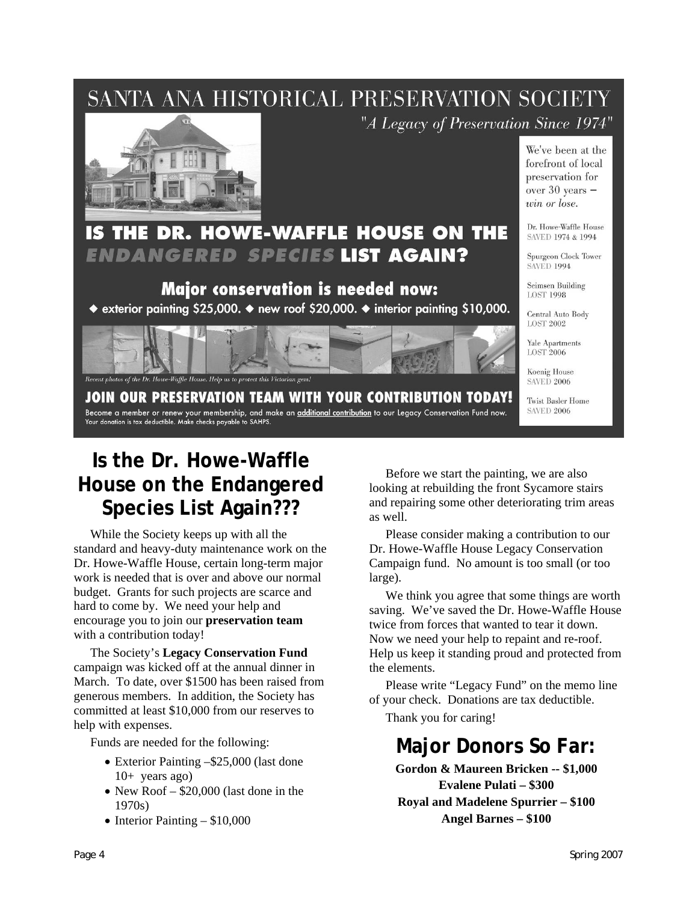# SANTA ANA HISTORICAL PRESERVATION SOCIETY

*"A Legacy of Preservation Since 1974"*

## IS THE DR. HOWE-WAFFLE HOUSE ON THE *ENDANGERED SPECIES* LIST AGAIN?

### Major conservation is needed now:

◆ exterior painting $25,000. ◆ new roof $20,000. ◆ interior painting $10,000.

*Recent photos of the Dr. Howe-Waffle House. Help us to protect this Victorian gem!*

**JOIN OUR PRESERVATION TEAM WITH YOUR CONTRIBUTION TODAY!**

Become a member or renew your membership, and make an additional contribution to our Legacy Conservation Fund now. Your donation is tax deductible. Make checks payable to SAHPS.

We've been at the forefront of local preservation for over 30 years – *win or lose.*

Dr. Howe-Waffle House SAVED 1974 & 1994

Spurgeon Clock Tower SAVED 1994

Seimsen Building LOST 1998

Central Auto Body LOST 2002

Yale Apartments LOST 2006

Koenig House SAVED 2006

Twist Basler Home SAVED 2006

## Is the Dr. Howe-Waffle House on the Endangered Species List Again???

While the Society keeps up with all the standard and heavy-duty maintenance work on the Dr. Howe-Waffle House, certain long-term major work is needed that is over and above our normal budget. Grants for such projects are scarce and hard to come by. We need your help and encourage you to join our **preservation team** with a contribution today!

The Society's **Legacy Conservation Fund** campaign was kicked off at the annual dinner in March. To date, over $1500 has been raised from generous members. In addition, the Society has committed at least $10,000 from our reserves to help with expenses.

Funds are needed for the following:

- Exterior Painting –$25,000 (last done 10+ years ago)
- New Roof – $20,000 (last done in the 1970s)
- Interior Painting – $10,000

Before we start the painting, we are also looking at rebuilding the front Sycamore stairs and repairing some other deteriorating trim areas as well.

Please consider making a contribution to our Dr. Howe-Waffle House Legacy Conservation Campaign fund. No amount is too small (or too large).

We think you agree that some things are worth saving. We've saved the Dr. Howe-Waffle House twice from forces that wanted to tear it down. Now we need your help to repaint and re-roof. Help us keep it standing proud and protected from the elements.

Please write "Legacy Fund" on the memo line of your check. Donations are tax deductible.

Thank you for caring!

## Major Donors So Far:

**Gordon & Maureen Bricken -- $1,000**
**Evalene Pulati – $300**
**Royal and Madelene Spurrier – $100**
**Angel Barnes – $100**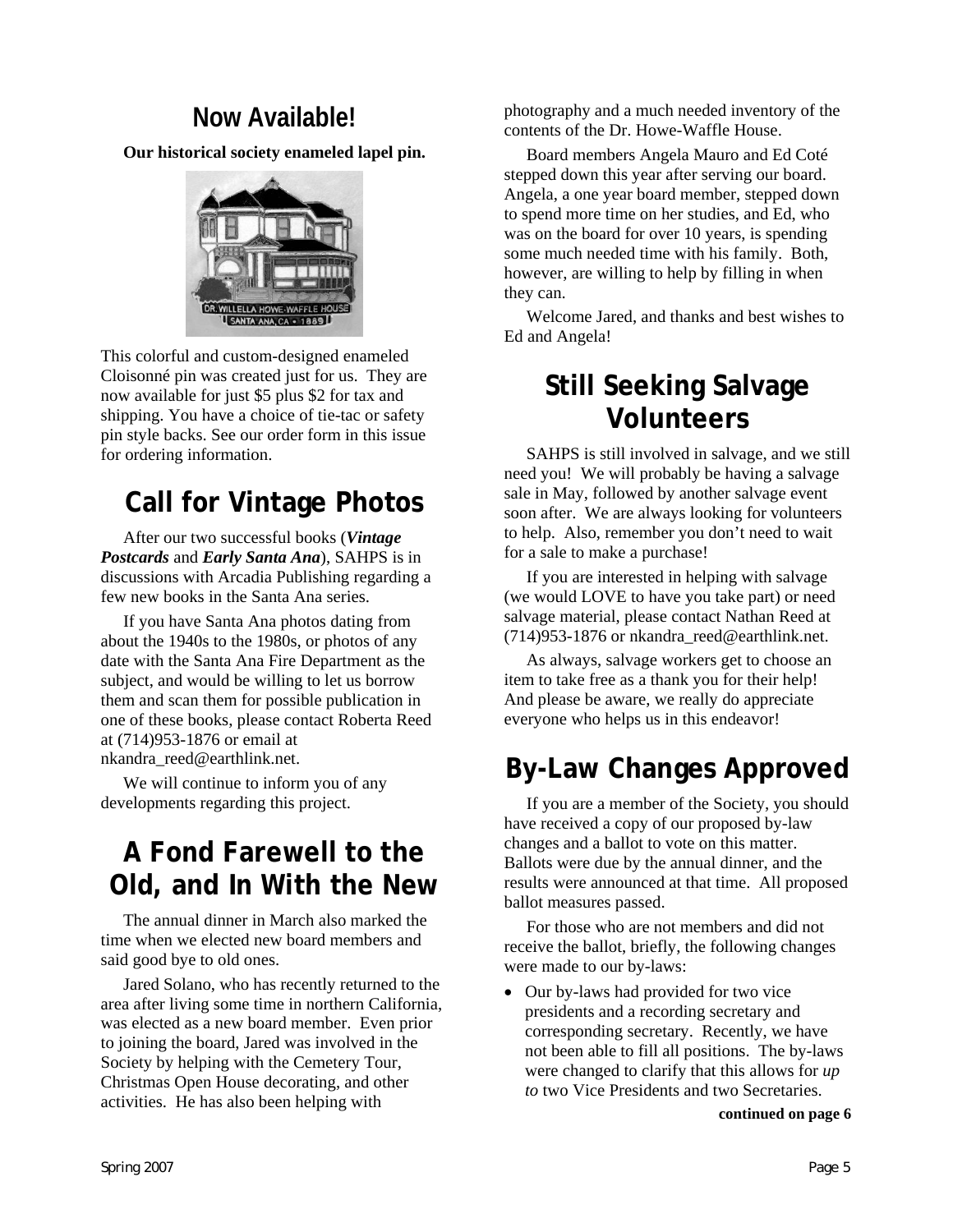## Now Available!

**Our historical society enameled lapel pin.**

This colorful and custom-designed enameled Cloisonné pin was created just for us. They are now available for just $5 plus $2 for tax and shipping. You have a choice of tie-tac or safety pin style backs. See our order form in this issue for ordering information.

## Call for Vintage Photos

After our two successful books (***Vintage Postcards*** and ***Early Santa Ana***), SAHPS is in discussions with Arcadia Publishing regarding a few new books in the Santa Ana series.

If you have Santa Ana photos dating from about the 1940s to the 1980s, or photos of any date with the Santa Ana Fire Department as the subject, and would be willing to let us borrow them and scan them for possible publication in one of these books, please contact Roberta Reed at (714)953-1876 or email at nkandra_reed@earthlink.net.

We will continue to inform you of any developments regarding this project.

## A Fond Farewell to the Old, and In With the New

The annual dinner in March also marked the time when we elected new board members and said good bye to old ones.

Jared Solano, who has recently returned to the area after living some time in northern California, was elected as a new board member. Even prior to joining the board, Jared was involved in the Society by helping with the Cemetery Tour, Christmas Open House decorating, and other activities. He has also been helping with photography and a much needed inventory of the contents of the Dr. Howe-Waffle House.

Board members Angela Mauro and Ed Coté stepped down this year after serving our board. Angela, a one year board member, stepped down to spend more time on her studies, and Ed, who was on the board for over 10 years, is spending some much needed time with his family. Both, however, are willing to help by filling in when they can.

Welcome Jared, and thanks and best wishes to Ed and Angela!

## Still Seeking Salvage Volunteers

SAHPS is still involved in salvage, and we still need you! We will probably be having a salvage sale in May, followed by another salvage event soon after. We are always looking for volunteers to help. Also, remember you don't need to wait for a sale to make a purchase!

If you are interested in helping with salvage (we would LOVE to have you take part) or need salvage material, please contact Nathan Reed at (714)953-1876 or nkandra_reed@earthlink.net.

As always, salvage workers get to choose an item to take free as a thank you for their help! And please be aware, we really do appreciate everyone who helps us in this endeavor!

## By-Law Changes Approved

If you are a member of the Society, you should have received a copy of our proposed by-law changes and a ballot to vote on this matter. Ballots were due by the annual dinner, and the results were announced at that time. All proposed ballot measures passed.

For those who are not members and did not receive the ballot, briefly, the following changes were made to our by-laws:

- Our by-laws had provided for two vice presidents and a recording secretary and corresponding secretary. Recently, we have not been able to fill all positions. The by-laws were changed to clarify that this allows for *up to* two Vice Presidents and two Secretaries.

**continued on page 6**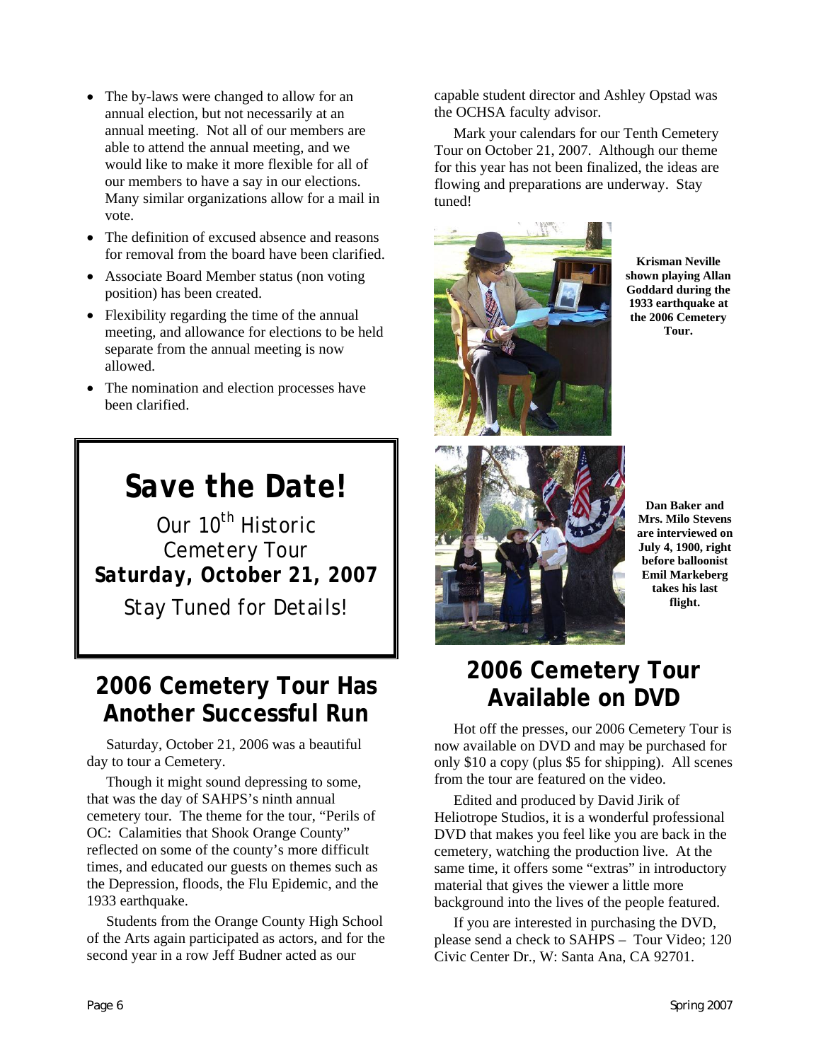- The by-laws were changed to allow for an annual election, but not necessarily at an annual meeting. Not all of our members are able to attend the annual meeting, and we would like to make it more flexible for all of our members to have a say in our elections. Many similar organizations allow for a mail in vote.
- The definition of excused absence and reasons for removal from the board have been clarified.
- Associate Board Member status (non voting position) has been created.
- Flexibility regarding the time of the annual meeting, and allowance for elections to be held separate from the annual meeting is now allowed.
- The nomination and election processes have been clarified.

# Save the Date!

Our 10th Historic Cemetery Tour

**Saturday, October 21, 2007**

Stay Tuned for Details!

## 2006 Cemetery Tour Has Another Successful Run

Saturday, October 21, 2006 was a beautiful day to tour a Cemetery.

Though it might sound depressing to some, that was the day of SAHPS's ninth annual cemetery tour. The theme for the tour, "Perils of OC: Calamities that Shook Orange County" reflected on some of the county's more difficult times, and educated our guests on themes such as the Depression, floods, the Flu Epidemic, and the 1933 earthquake.

Students from the Orange County High School of the Arts again participated as actors, and for the second year in a row Jeff Budner acted as our capable student director and Ashley Opstad was the OCHSA faculty advisor.

Mark your calendars for our Tenth Cemetery Tour on October 21, 2007. Although our theme for this year has not been finalized, the ideas are flowing and preparations are underway. Stay tuned!

**Krisman Neville shown playing Allan Goddard during the 1933 earthquake at the 2006 Cemetery Tour.**

**Dan Baker and Mrs. Milo Stevens are interviewed on July 4, 1900, right before balloonist Emil Markeberg takes his last flight.**

## 2006 Cemetery Tour Available on DVD

Hot off the presses, our 2006 Cemetery Tour is now available on DVD and may be purchased for only $10 a copy (plus $5 for shipping). All scenes from the tour are featured on the video.

Edited and produced by David Jirik of Heliotrope Studios, it is a wonderful professional DVD that makes you feel like you are back in the cemetery, watching the production live. At the same time, it offers some "extras" in introductory material that gives the viewer a little more background into the lives of the people featured.

If you are interested in purchasing the DVD, please send a check to SAHPS – Tour Video; 120 Civic Center Dr., W: Santa Ana, CA 92701.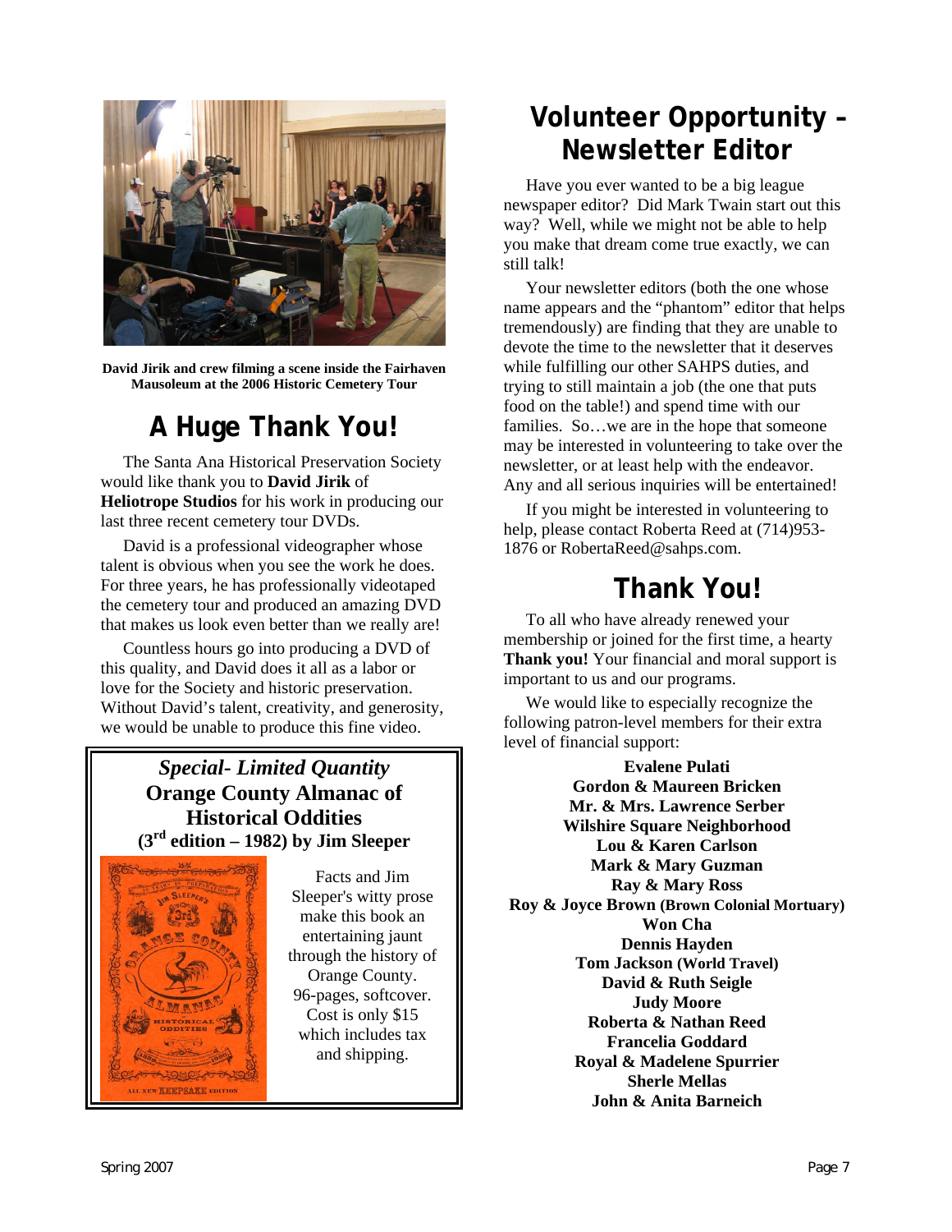David Jirik and crew filming a scene inside the Fairhaven Mausoleum at the 2006 Historic Cemetery Tour

# A Huge Thank You!

The Santa Ana Historical Preservation Society would like thank you to **David Jirik** of **Heliotrope Studios** for his work in producing our last three recent cemetery tour DVDs.

David is a professional videographer whose talent is obvious when you see the work he does. For three years, he has professionally videotaped the cemetery tour and produced an amazing DVD that makes us look even better than we really are!

Countless hours go into producing a DVD of this quality, and David does it all as a labor or love for the Society and historic preservation. Without David's talent, creativity, and generosity, we would be unable to produce this fine video.

***Special- Limited Quantity***
**Orange County Almanac of Historical Oddities**
**(3rd edition – 1982) by Jim Sleeper**

Facts and Jim Sleeper's witty prose make this book an entertaining jaunt through the history of Orange County. 96-pages, softcover. Cost is only $15 which includes tax and shipping.

# Volunteer Opportunity – Newsletter Editor

Have you ever wanted to be a big league newspaper editor? Did Mark Twain start out this way? Well, while we might not be able to help you make that dream come true exactly, we can still talk!

Your newsletter editors (both the one whose name appears and the "phantom" editor that helps tremendously) are finding that they are unable to devote the time to the newsletter that it deserves while fulfilling our other SAHPS duties, and trying to still maintain a job (the one that puts food on the table!) and spend time with our families. So…we are in the hope that someone may be interested in volunteering to take over the newsletter, or at least help with the endeavor. Any and all serious inquiries will be entertained!

If you might be interested in volunteering to help, please contact Roberta Reed at (714)953-1876 or RobertaReed@sahps.com.

# Thank You!

To all who have already renewed your membership or joined for the first time, a hearty **Thank you!** Your financial and moral support is important to us and our programs.

We would like to especially recognize the following patron-level members for their extra level of financial support:

**Evalene Pulati**
**Gordon & Maureen Bricken**
**Mr. & Mrs. Lawrence Serber**
**Wilshire Square Neighborhood**
**Lou & Karen Carlson**
**Mark & Mary Guzman**
**Ray & Mary Ross**
**Roy & Joyce Brown (Brown Colonial Mortuary)**
**Won Cha**
**Dennis Hayden**
**Tom Jackson (World Travel)**
**David & Ruth Seigle**
**Judy Moore**
**Roberta & Nathan Reed**
**Francelia Goddard**
**Royal & Madelene Spurrier**
**Sherle Mellas**
**John & Anita Barneich**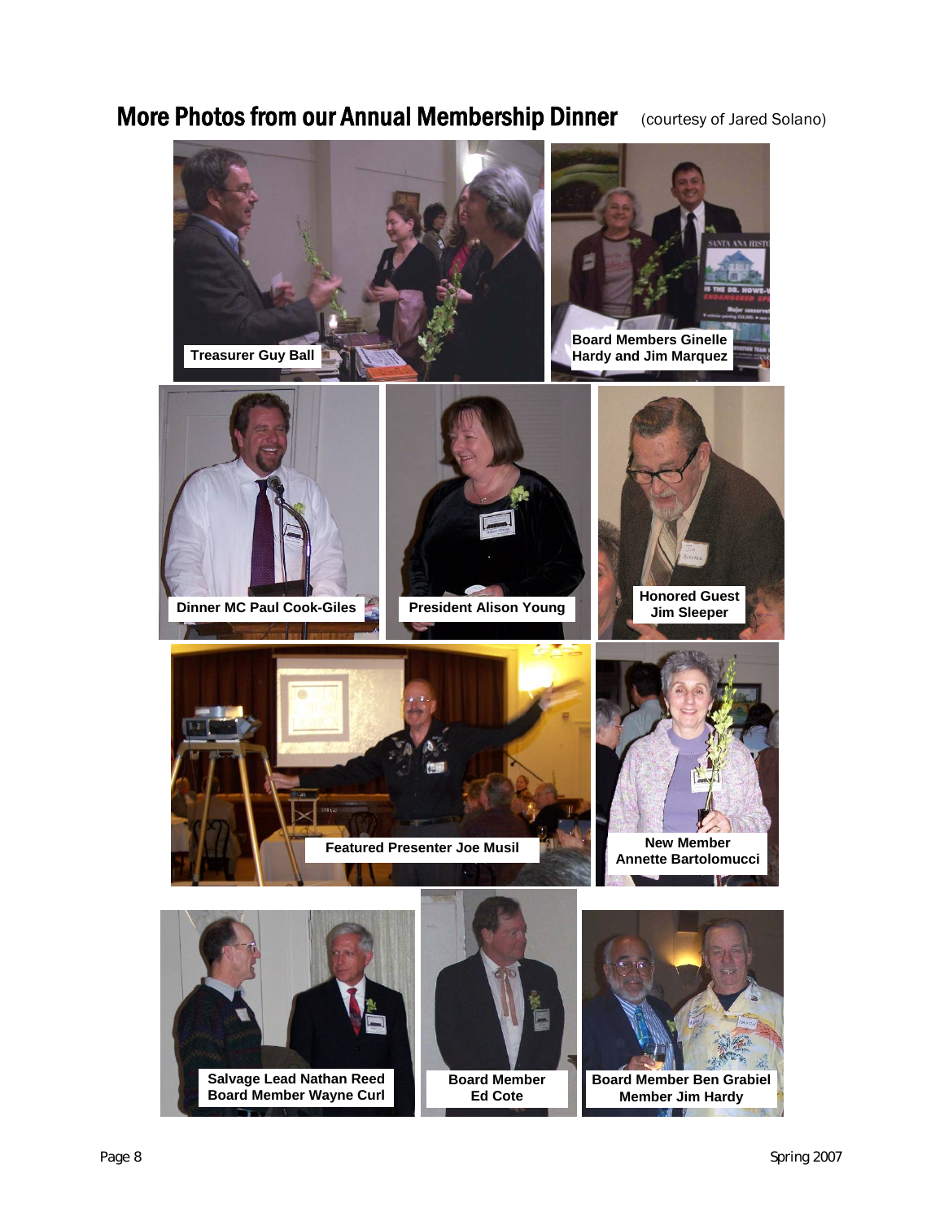## More Photos from our Annual Membership Dinner (courtesy of Jared Solano)

Treasurer Guy Ball

Board Members Ginelle Hardy and Jim Marquez

Dinner MC Paul Cook-Giles

President Alison Young

Honored Guest Jim Sleeper

Featured Presenter Joe Musil

New Member Annette Bartolomucci

Salvage Lead Nathan Reed
Board Member Wayne Curl

Board Member Ed Cote

Board Member Ben Grabiel
Member Jim Hardy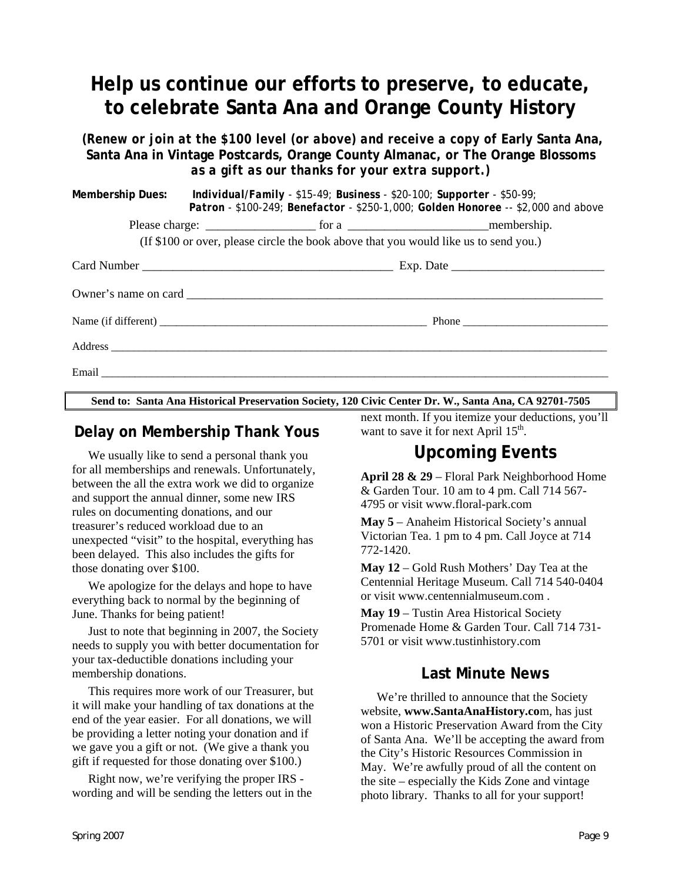# Help us continue our efforts to preserve, to educate, to celebrate Santa Ana and Orange County History

***(Renew or join at the $100 level (or above) and receive a copy of Early Santa Ana, Santa Ana in Vintage Postcards, Orange County Almanac, or The Orange Blossoms as a gift as our thanks for your extra support.)***

**Membership Dues:** ***Individual/Family*** - $15-49; **Business** - $20-100; **Supporter** - $50-99; ***Patron*** - $100-249; **Benefactor** - $250-1,000; **Golden Honoree** -- $2,000 and above

Please charge: __________________ for a _______________________membership.

(If $100 or over, please circle the book above that you would like us to send you.)

Card Number ________________________________________ Exp. Date ________________________

Owner's name on card ____________________________________________________________________

Name (if different) ________________________________________________ Phone _________________________

Address ___________________________________________________________________________________________

Email _____________________________________________________________________________________________

**Send to: Santa Ana Historical Preservation Society, 120 Civic Center Dr. W., Santa Ana, CA 92701-7505**

## Delay on Membership Thank Yous

We usually like to send a personal thank you for all memberships and renewals. Unfortunately, between the all the extra work we did to organize and support the annual dinner, some new IRS rules on documenting donations, and our treasurer's reduced workload due to an unexpected "visit" to the hospital, everything has been delayed. This also includes the gifts for those donating over $100.

We apologize for the delays and hope to have everything back to normal by the beginning of June. Thanks for being patient!

Just to note that beginning in 2007, the Society needs to supply you with better documentation for your tax-deductible donations including your membership donations.

This requires more work of our Treasurer, but it will make your handling of tax donations at the end of the year easier. For all donations, we will be providing a letter noting your donation and if we gave you a gift or not. (We give a thank you gift if requested for those donating over $100.)

Right now, we're verifying the proper IRS -wording and will be sending the letters out in the next month. If you itemize your deductions, you'll want to save it for next April 15th.

## Upcoming Events

**April 28 & 29** – Floral Park Neighborhood Home & Garden Tour. 10 am to 4 pm. Call 714 567-4795 or visit www.floral-park.com

**May 5** – Anaheim Historical Society's annual Victorian Tea. 1 pm to 4 pm. Call Joyce at 714 772-1420.

**May 12** – Gold Rush Mothers' Day Tea at the Centennial Heritage Museum. Call 714 540-0404 or visit www.centennialmuseum.com .

**May 19** – Tustin Area Historical Society Promenade Home & Garden Tour. Call 714 731-5701 or visit www.tustinhistory.com

### Last Minute News

We're thrilled to announce that the Society website, **www.SantaAnaHistory.co**m, has just won a Historic Preservation Award from the City of Santa Ana. We'll be accepting the award from the City's Historic Resources Commission in May. We're awfully proud of all the content on the site – especially the Kids Zone and vintage photo library. Thanks to all for your support!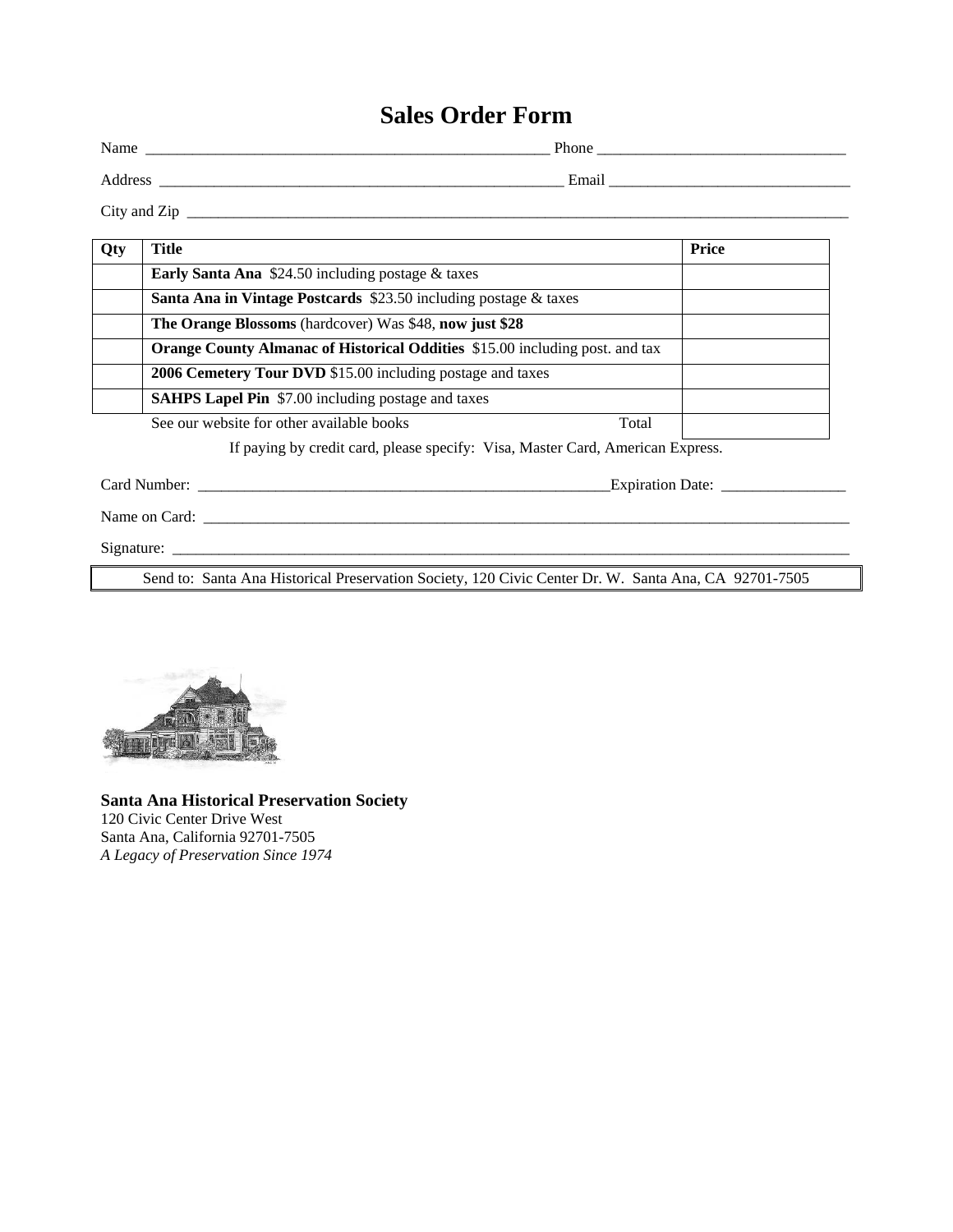# Sales Order Form

Name \_\_\_\_\_\_\_\_\_\_\_\_\_\_\_\_\_\_\_\_\_\_\_\_\_\_\_\_\_\_\_\_\_\_\_\_\_\_\_\_\_\_\_\_\_\_\_\_\_\_\_\_ Phone \_\_\_\_\_\_\_\_\_\_\_\_\_\_\_\_\_\_\_\_\_\_\_\_\_\_\_\_\_\_\_\_\_\_

Address \_\_\_\_\_\_\_\_\_\_\_\_\_\_\_\_\_\_\_\_\_\_\_\_\_\_\_\_\_\_\_\_\_\_\_\_\_\_\_\_\_\_\_\_\_\_\_\_\_\_\_\_ Email \_\_\_\_\_\_\_\_\_\_\_\_\_\_\_\_\_\_\_\_\_\_\_\_\_\_\_\_\_\_\_\_\_\_

City and Zip \_\_\_\_\_\_\_\_\_\_\_\_\_\_\_\_\_\_\_\_\_\_\_\_\_\_\_\_\_\_\_\_\_\_\_\_\_\_\_\_\_\_\_\_\_\_\_\_\_\_\_\_\_\_\_\_\_\_\_\_\_\_\_\_\_\_\_\_\_\_\_\_\_\_\_\_\_\_\_\_\_\_\_\_\_\_\_\_\_

| Qty | Title | Price |
|---|---|---|
| | **Early Santa Ana** $24.50 including postage & taxes | |
| | **Santa Ana in Vintage Postcards** $23.50 including postage & taxes | |
| | **The Orange Blossoms** (hardcover) Was $48, **now just $28** | |
| | **Orange County Almanac of Historical Oddities** $15.00 including post. and tax | |
| | **2006 Cemetery Tour DVD** $15.00 including postage and taxes | |
| | **SAHPS Lapel Pin** $7.00 including postage and taxes | |
| | See our website for other available books Total | |

If paying by credit card, please specify: Visa, Master Card, American Express.

Card Number: \_\_\_\_\_\_\_\_\_\_\_\_\_\_\_\_\_\_\_\_\_\_\_\_\_\_\_\_\_\_\_\_\_\_\_\_\_\_\_\_\_\_\_\_\_\_\_\_\_\_\_\_\_\_\_\_\_Expiration Date: \_\_\_\_\_\_\_\_\_\_\_\_\_\_\_\_\_

Name on Card: \_\_\_\_\_\_\_\_\_\_\_\_\_\_\_\_\_\_\_\_\_\_\_\_\_\_\_\_\_\_\_\_\_\_\_\_\_\_\_\_\_\_\_\_\_\_\_\_\_\_\_\_\_\_\_\_\_\_\_\_\_\_\_\_\_\_\_\_\_\_\_\_\_\_\_\_\_\_\_\_\_\_\_\_\_\_

Signature: \_\_\_\_\_\_\_\_\_\_\_\_\_\_\_\_\_\_\_\_\_\_\_\_\_\_\_\_\_\_\_\_\_\_\_\_\_\_\_\_\_\_\_\_\_\_\_\_\_\_\_\_\_\_\_\_\_\_\_\_\_\_\_\_\_\_\_\_\_\_\_\_\_\_\_\_\_\_\_\_\_\_\_\_\_\_\_\_\_\_\_

Send to: Santa Ana Historical Preservation Society, 120 Civic Center Dr. W. Santa Ana, CA 92701-7505

**Santa Ana Historical Preservation Society**
120 Civic Center Drive West
Santa Ana, California 92701-7505
*A Legacy of Preservation Since 1974*